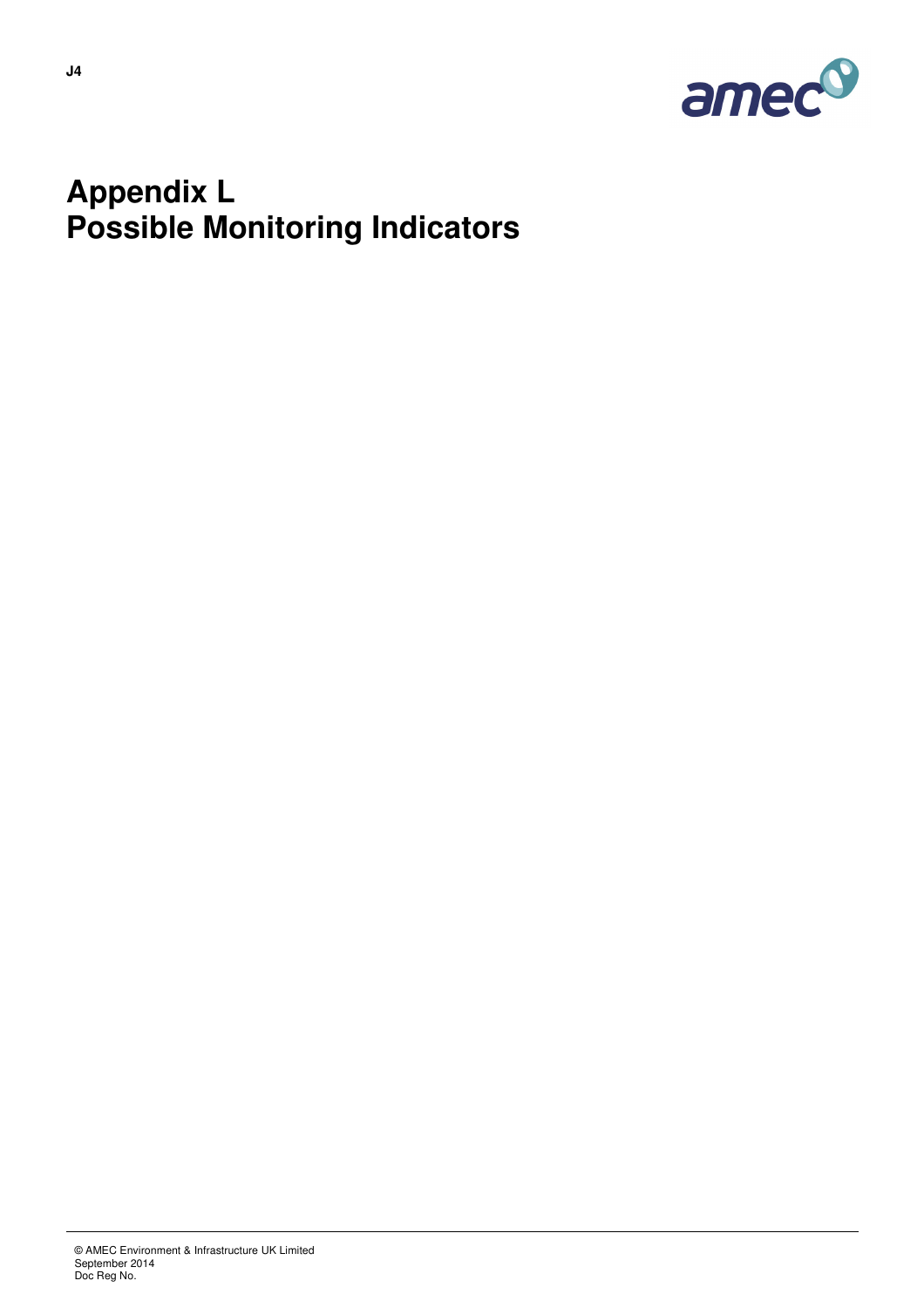# Appendix L
# Possible Monitoring Indicators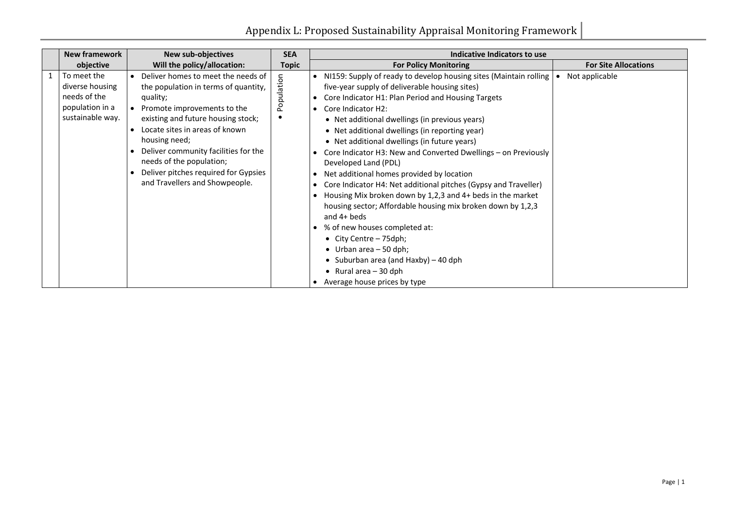# Appendix L: Proposed Sustainability Appraisal Monitoring Framework

| | New framework objective | New sub-objectives Will the policy/allocation: | SEA Topic | Indicative Indicators to use | |
|---|---|---|---|---|---|
| | | | | **For Policy Monitoring** | **For Site Allocations** |
| 1 | To meet the diverse housing needs of the population in a sustainable way. | • Deliver homes to meet the needs of the population in terms of quantity, quality;<br>• Promote improvements to the existing and future housing stock;<br>• Locate sites in areas of known housing need;<br>• Deliver community facilities for the needs of the population;<br>• Deliver pitches required for Gypsies and Travellers and Showpeople. | • Population | • NI159: Supply of ready to develop housing sites (Maintain rolling five-year supply of deliverable housing sites)<br>• Core Indicator H1: Plan Period and Housing Targets<br>• Core Indicator H2:<br>  • Net additional dwellings (in previous years)<br>  • Net additional dwellings (in reporting year)<br>  • Net additional dwellings (in future years)<br>• Core Indicator H3: New and Converted Dwellings – on Previously Developed Land (PDL)<br>• Net additional homes provided by location<br>• Core Indicator H4: Net additional pitches (Gypsy and Traveller)<br>• Housing Mix broken down by 1,2,3 and 4+ beds in the market housing sector; Affordable housing mix broken down by 1,2,3 and 4+ beds<br>• % of new houses completed at:<br>  • City Centre – 75dph;<br>  • Urban area – 50 dph;<br>  • Suburban area (and Haxby) – 40 dph<br>  • Rural area – 30 dph<br>• Average house prices by type | • Not applicable |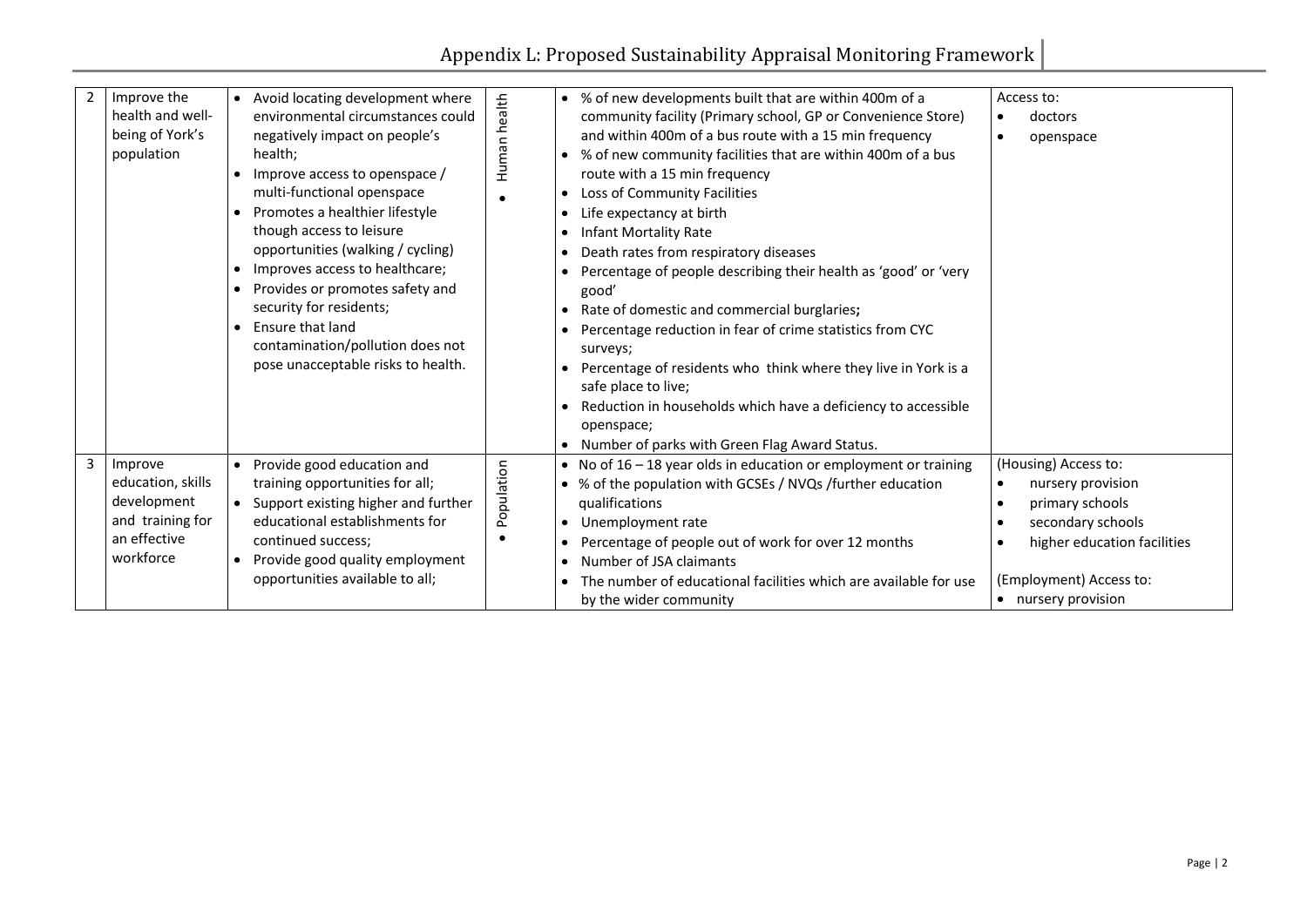| 2 | Improve the health and well-being of York's population | • Avoid locating development where environmental circumstances could negatively impact on people's health;<br>• Improve access to openspace / multi-functional openspace<br>• Promotes a healthier lifestyle though access to leisure opportunities (walking / cycling)<br>• Improves access to healthcare;<br>• Provides or promotes safety and security for residents;<br>• Ensure that land contamination/pollution does not pose unacceptable risks to health. | • Human health | • % of new developments built that are within 400m of a community facility (Primary school, GP or Convenience Store) and within 400m of a bus route with a 15 min frequency<br>• % of new community facilities that are within 400m of a bus route with a 15 min frequency<br>• Loss of Community Facilities<br>• Life expectancy at birth<br>• Infant Mortality Rate<br>• Death rates from respiratory diseases<br>• Percentage of people describing their health as 'good' or 'very good'<br>• Rate of domestic and commercial burglaries**;**<br>• Percentage reduction in fear of crime statistics from CYC surveys;<br>• Percentage of residents who think where they live in York is a safe place to live;<br>• Reduction in households which have a deficiency to accessible openspace;<br>• Number of parks with Green Flag Award Status. | Access to:<br>• doctors<br>• openspace |
|---|---|---|---|---|---|
| 3 | Improve education, skills development and training for an effective workforce | • Provide good education and training opportunities for all;<br>• Support existing higher and further educational establishments for continued success;<br>• Provide good quality employment opportunities available to all; | • Population | • No of 16 – 18 year olds in education or employment or training<br>• % of the population with GCSEs / NVQs /further education qualifications<br>• Unemployment rate<br>• Percentage of people out of work for over 12 months<br>• Number of JSA claimants<br>• The number of educational facilities which are available for use by the wider community | (Housing) Access to:<br>• nursery provision<br>• primary schools<br>• secondary schools<br>• higher education facilities<br><br>(Employment) Access to:<br>• nursery provision |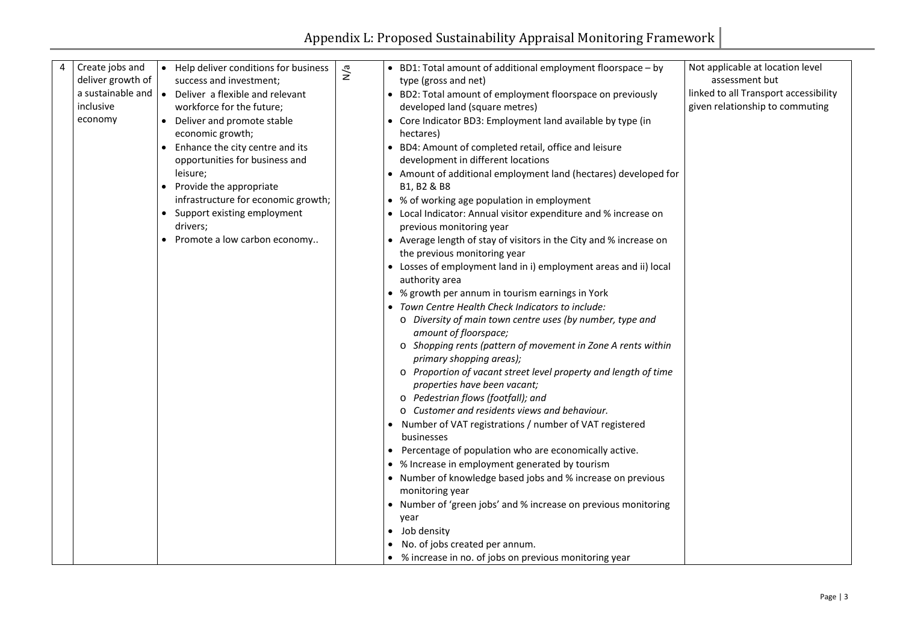| 4 | Create jobs and deliver growth of a sustainable and inclusive economy | • Help deliver conditions for business success and investment;<br>• Deliver a flexible and relevant workforce for the future;<br>• Deliver and promote stable economic growth;<br>• Enhance the city centre and its opportunities for business and leisure;<br>• Provide the appropriate infrastructure for economic growth;<br>• Support existing employment drivers;<br>• Promote a low carbon economy.. | N/a | • BD1: Total amount of additional employment floorspace – by type (gross and net)<br>• BD2: Total amount of employment floorspace on previously developed land (square metres)<br>• Core Indicator BD3: Employment land available by type (in hectares)<br>• BD4: Amount of completed retail, office and leisure development in different locations<br>• Amount of additional employment land (hectares) developed for B1, B2 & B8<br>• % of working age population in employment<br>• Local Indicator: Annual visitor expenditure and % increase on previous monitoring year<br>• Average length of stay of visitors in the City and % increase on the previous monitoring year<br>• Losses of employment land in i) employment areas and ii) local authority area<br>• % growth per annum in tourism earnings in York<br>• *Town Centre Health Check Indicators to include:*<br>o *Diversity of main town centre uses (by number, type and amount of floorspace;*<br>o *Shopping rents (pattern of movement in Zone A rents within primary shopping areas);*<br>o *Proportion of vacant street level property and length of time properties have been vacant;*<br>o *Pedestrian flows (footfall); and*<br>o *Customer and residents views and behaviour.*<br>• Number of VAT registrations / number of VAT registered businesses<br>• Percentage of population who are economically active.<br>• % Increase in employment generated by tourism<br>• Number of knowledge based jobs and % increase on previous monitoring year<br>• Number of 'green jobs' and % increase on previous monitoring year<br>• Job density<br>• No. of jobs created per annum.<br>• % increase in no. of jobs on previous monitoring year | Not applicable at location level assessment but linked to all Transport accessibility given relationship to commuting |
|---|---|---|---|---|---|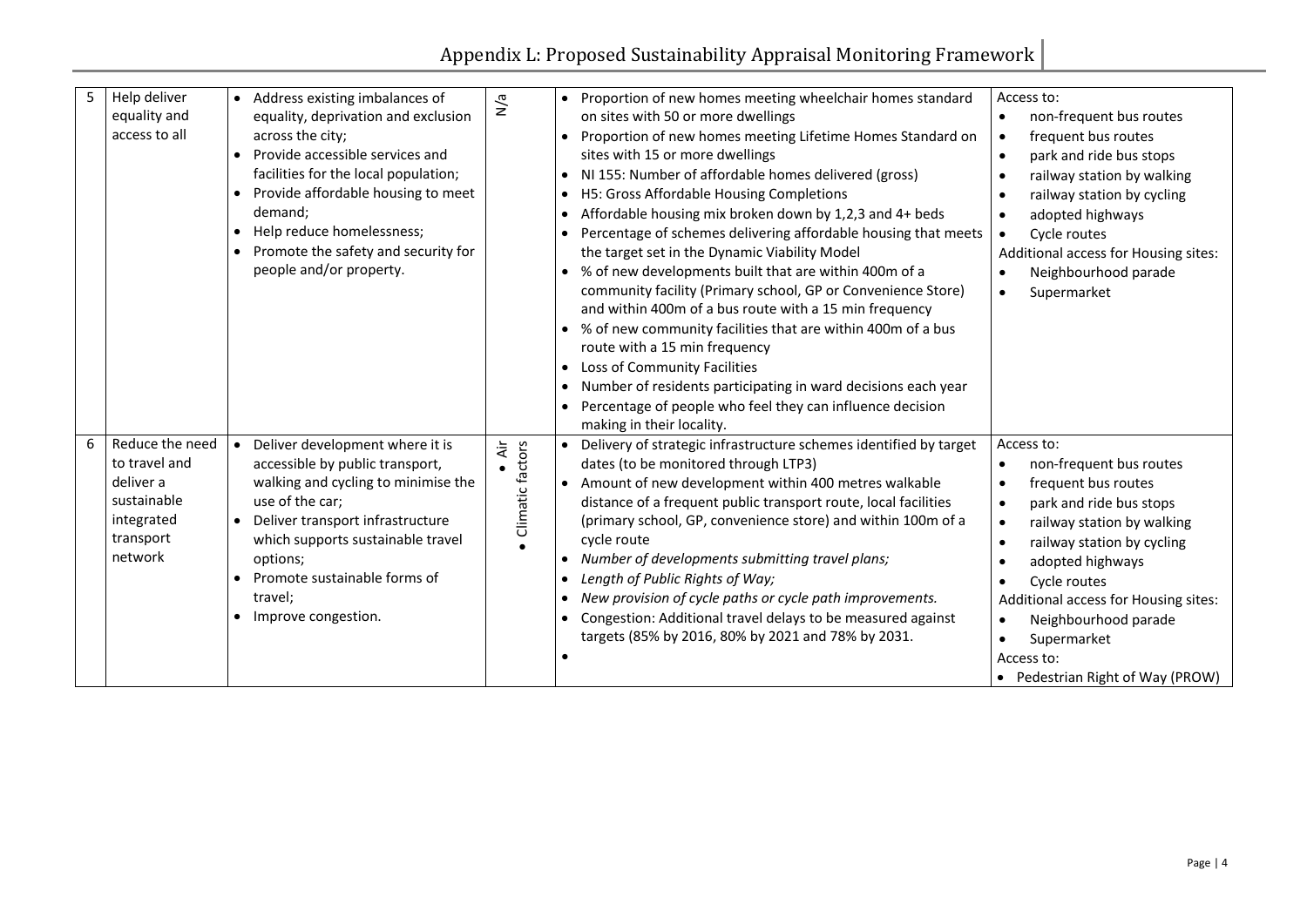| 5 | Help deliver equality and access to all | • Address existing imbalances of equality, deprivation and exclusion across the city;<br>• Provide accessible services and facilities for the local population;<br>• Provide affordable housing to meet demand;<br>• Help reduce homelessness;<br>• Promote the safety and security for people and/or property. | N/a | • Proportion of new homes meeting wheelchair homes standard on sites with 50 or more dwellings<br>• Proportion of new homes meeting Lifetime Homes Standard on sites with 15 or more dwellings<br>• NI 155: Number of affordable homes delivered (gross)<br>• H5: Gross Affordable Housing Completions<br>• Affordable housing mix broken down by 1,2,3 and 4+ beds<br>• Percentage of schemes delivering affordable housing that meets the target set in the Dynamic Viability Model<br>• % of new developments built that are within 400m of a community facility (Primary school, GP or Convenience Store) and within 400m of a bus route with a 15 min frequency<br>• % of new community facilities that are within 400m of a bus route with a 15 min frequency<br>• Loss of Community Facilities<br>• Number of residents participating in ward decisions each year<br>• Percentage of people who feel they can influence decision making in their locality. | Access to:<br>• non-frequent bus routes<br>• frequent bus routes<br>• park and ride bus stops<br>• railway station by walking<br>• railway station by cycling<br>• adopted highways<br>• Cycle routes<br>Additional access for Housing sites:<br>• Neighbourhood parade<br>• Supermarket |
|---|---|---|---|---|---|
| 6 | Reduce the need to travel and deliver a sustainable integrated transport network | • Deliver development where it is accessible by public transport, walking and cycling to minimise the use of the car;<br>• Deliver transport infrastructure which supports sustainable travel options;<br>• Promote sustainable forms of travel;<br>• Improve congestion. | • Air<br>• Climatic factors | • Delivery of strategic infrastructure schemes identified by target dates (to be monitored through LTP3)<br>• Amount of new development within 400 metres walkable distance of a frequent public transport route, local facilities (primary school, GP, convenience store) and within 100m of a cycle route<br>• *Number of developments submitting travel plans;*<br>• *Length of Public Rights of Way;*<br>• *New provision of cycle paths or cycle path improvements.*<br>• Congestion: Additional travel delays to be measured against targets (85% by 2016, 80% by 2021 and 78% by 2031.<br>• | Access to:<br>• non-frequent bus routes<br>• frequent bus routes<br>• park and ride bus stops<br>• railway station by walking<br>• railway station by cycling<br>• adopted highways<br>• Cycle routes<br>Additional access for Housing sites:<br>• Neighbourhood parade<br>• Supermarket<br>Access to:<br>• Pedestrian Right of Way (PROW) |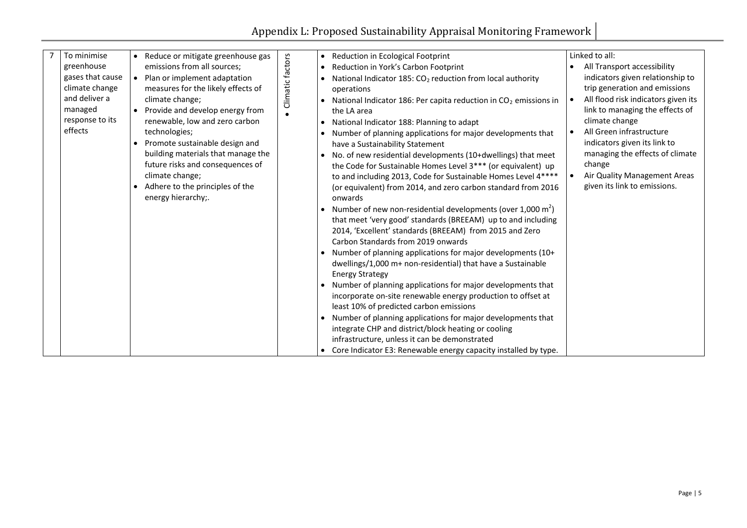| 7 | To minimise greenhouse gases that cause climate change and deliver a managed response to its effects | • Reduce or mitigate greenhouse gas emissions from all sources;<br>• Plan or implement adaptation measures for the likely effects of climate change;<br>• Provide and develop energy from renewable, low and zero carbon technologies;<br>• Promote sustainable design and building materials that manage the future risks and consequences of climate change;<br>• Adhere to the principles of the energy hierarchy;. | • Climatic factors | • Reduction in Ecological Footprint<br>• Reduction in York's Carbon Footprint<br>• National Indicator 185: $CO_2$ reduction from local authority operations<br>• National Indicator 186: Per capita reduction in $CO_2$ emissions in the LA area<br>• National Indicator 188: Planning to adapt<br>• Number of planning applications for major developments that have a Sustainability Statement<br>• No. of new residential developments (10+dwellings) that meet the Code for Sustainable Homes Level 3*** (or equivalent) up to and including 2013, Code for Sustainable Homes Level 4**** (or equivalent) from 2014, and zero carbon standard from 2016 onwards<br>• Number of new non-residential developments (over 1,000 $m^2$) that meet 'very good' standards (BREEAM) up to and including 2014, 'Excellent' standards (BREEAM) from 2015 and Zero Carbon Standards from 2019 onwards<br>• Number of planning applications for major developments (10+ dwellings/1,000 m+ non-residential) that have a Sustainable Energy Strategy<br>• Number of planning applications for major developments that incorporate on-site renewable energy production to offset at least 10% of predicted carbon emissions<br>• Number of planning applications for major developments that integrate CHP and district/block heating or cooling infrastructure, unless it can be demonstrated<br>• Core Indicator E3: Renewable energy capacity installed by type. | Linked to all:<br>• All Transport accessibility indicators given relationship to trip generation and emissions<br>• All flood risk indicators given its link to managing the effects of climate change<br>• All Green infrastructure indicators given its link to managing the effects of climate change<br>• Air Quality Management Areas given its link to emissions. |
|---|---|---|---|---|---|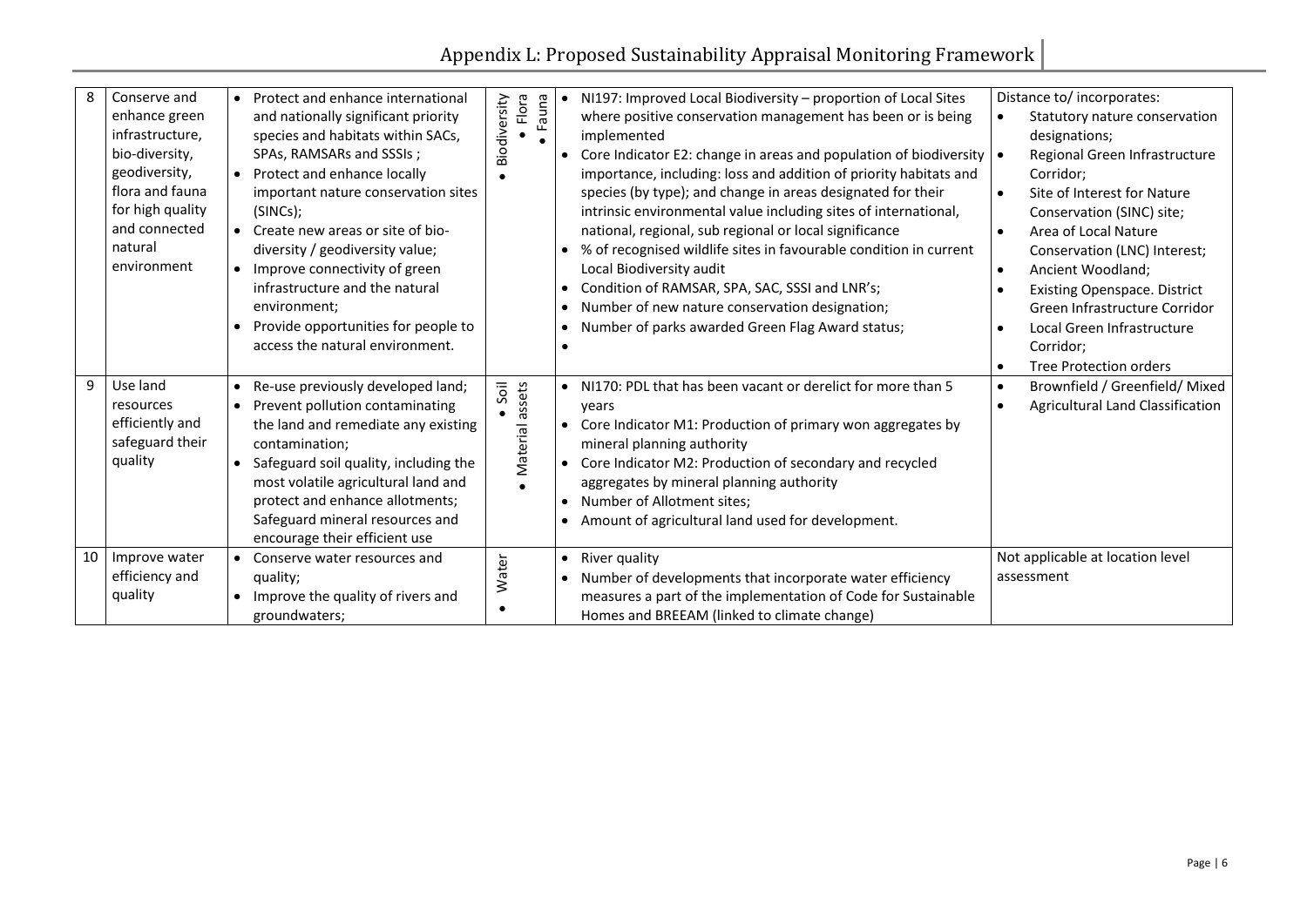| | | | | | |
|---|---|---|---|---|---|
| 8 | Conserve and enhance green infrastructure, bio-diversity, geodiversity, flora and fauna for high quality and connected natural environment | • Protect and enhance international and nationally significant priority species and habitats within SACs, SPAs, RAMSARs and SSSIs ;<br>• Protect and enhance locally important nature conservation sites (SINCs);<br>• Create new areas or site of bio-diversity / geodiversity value;<br>• Improve connectivity of green infrastructure and the natural environment;<br>• Provide opportunities for people to access the natural environment. | • Biodiversity<br>• Flora<br>• Fauna | • NI197: Improved Local Biodiversity – proportion of Local Sites where positive conservation management has been or is being implemented<br>• Core Indicator E2: change in areas and population of biodiversity importance, including: loss and addition of priority habitats and species (by type); and change in areas designated for their intrinsic environmental value including sites of international, national, regional, sub regional or local significance<br>• % of recognised wildlife sites in favourable condition in current Local Biodiversity audit<br>• Condition of RAMSAR, SPA, SAC, SSSI and LNR's;<br>• Number of new nature conservation designation;<br>• Number of parks awarded Green Flag Award status;<br>• | Distance to/ incorporates:<br>• Statutory nature conservation designations;<br>• Regional Green Infrastructure Corridor;<br>• Site of Interest for Nature Conservation (SINC) site;<br>• Area of Local Nature Conservation (LNC) Interest;<br>• Ancient Woodland;<br>• Existing Openspace. District Green Infrastructure Corridor<br>• Local Green Infrastructure Corridor;<br>• Tree Protection orders |
| 9 | Use land resources efficiently and safeguard their quality | • Re-use previously developed land;<br>• Prevent pollution contaminating the land and remediate any existing contamination;<br>• Safeguard soil quality, including the most volatile agricultural land and protect and enhance allotments; Safeguard mineral resources and encourage their efficient use | • Soil<br>• Material assets | • NI170: PDL that has been vacant or derelict for more than 5 years<br>• Core Indicator M1: Production of primary won aggregates by mineral planning authority<br>• Core Indicator M2: Production of secondary and recycled aggregates by mineral planning authority<br>• Number of Allotment sites;<br>• Amount of agricultural land used for development. | • Brownfield / Greenfield/ Mixed<br>• Agricultural Land Classification |
| 10 | Improve water efficiency and quality | • Conserve water resources and quality;<br>• Improve the quality of rivers and groundwaters; | • Water | • River quality<br>• Number of developments that incorporate water efficiency measures a part of the implementation of Code for Sustainable Homes and BREEAM (linked to climate change) | Not applicable at location level assessment |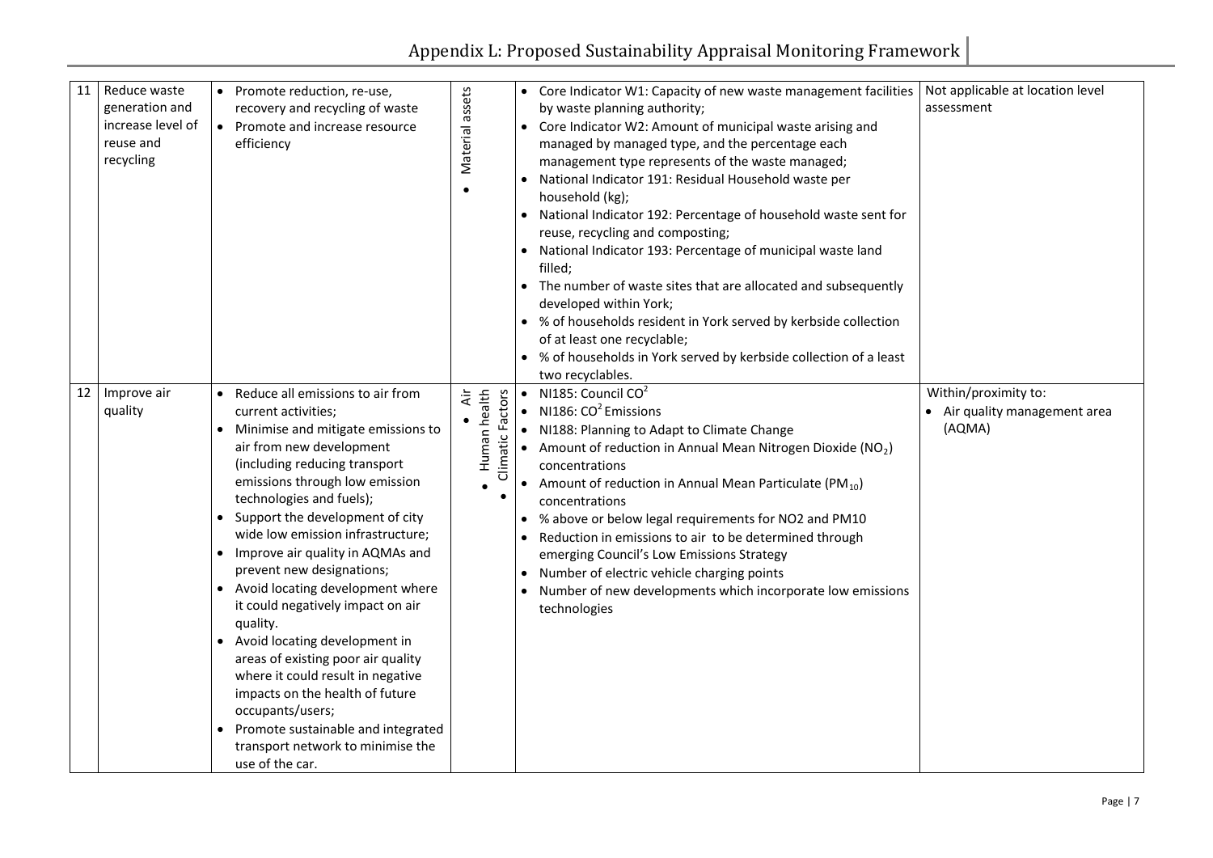| | | | | | |
|---|---|---|---|---|---|
| 11 | Reduce waste generation and increase level of reuse and recycling | • Promote reduction, re-use, recovery and recycling of waste<br>• Promote and increase resource efficiency | • Material assets | • Core Indicator W1: Capacity of new waste management facilities by waste planning authority;<br>• Core Indicator W2: Amount of municipal waste arising and managed by managed type, and the percentage each management type represents of the waste managed;<br>• National Indicator 191: Residual Household waste per household (kg);<br>• National Indicator 192: Percentage of household waste sent for reuse, recycling and composting;<br>• National Indicator 193: Percentage of municipal waste land filled;<br>• The number of waste sites that are allocated and subsequently developed within York;<br>• % of households resident in York served by kerbside collection of at least one recyclable;<br>• % of households in York served by kerbside collection of a least two recyclables. | Not applicable at location level assessment |
| 12 | Improve air quality | • Reduce all emissions to air from current activities;<br>• Minimise and mitigate emissions to air from new development (including reducing transport emissions through low emission technologies and fuels);<br>• Support the development of city wide low emission infrastructure;<br>• Improve air quality in AQMAs and prevent new designations;<br>• Avoid locating development where it could negatively impact on air quality.<br>• Avoid locating development in areas of existing poor air quality where it could result in negative impacts on the health of future occupants/users;<br>• Promote sustainable and integrated transport network to minimise the use of the car. | • Air<br>• Human health<br>• Climatic Factors | • NI185: Council $CO^2$<br>• NI186: $CO^2$ Emissions<br>• NI188: Planning to Adapt to Climate Change<br>• Amount of reduction in Annual Mean Nitrogen Dioxide ($NO_2$) concentrations<br>• Amount of reduction in Annual Mean Particulate ($PM_{10}$) concentrations<br>• % above or below legal requirements for NO2 and PM10<br>• Reduction in emissions to air to be determined through emerging Council's Low Emissions Strategy<br>• Number of electric vehicle charging points<br>• Number of new developments which incorporate low emissions technologies | Within/proximity to:<br>• Air quality management area (AQMA) |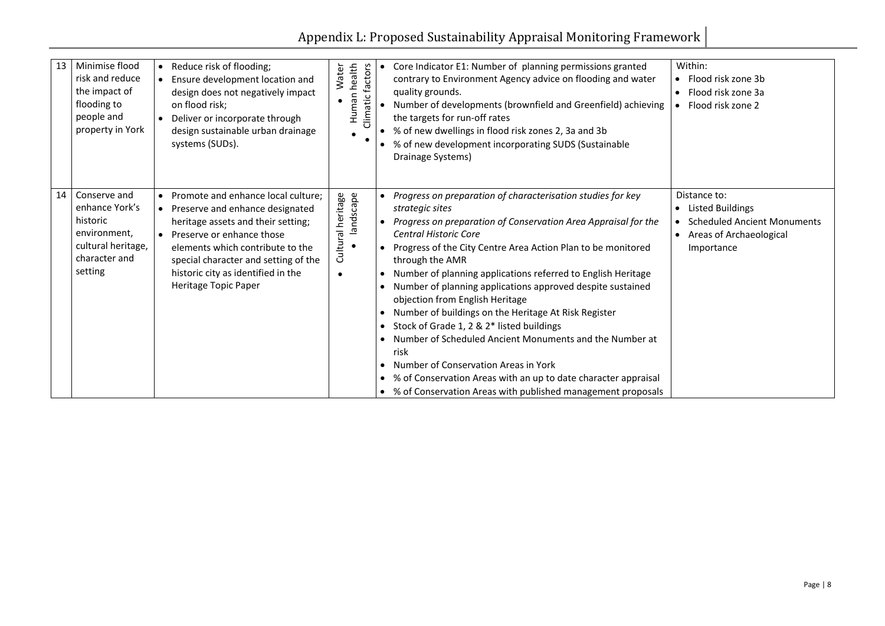| 13 | Minimise flood risk and reduce the impact of flooding to people and property in York | • Reduce risk of flooding;<br>• Ensure development location and design does not negatively impact on flood risk;<br>• Deliver or incorporate through design sustainable urban drainage systems (SUDs). | • Water<br>• Human health<br>• Climatic factors | • Core Indicator E1: Number of planning permissions granted contrary to Environment Agency advice on flooding and water quality grounds.<br>• Number of developments (brownfield and Greenfield) achieving the targets for run-off rates<br>• % of new dwellings in flood risk zones 2, 3a and 3b<br>• % of new development incorporating SUDS (Sustainable Drainage Systems) | Within:<br>• Flood risk zone 3b<br>• Flood risk zone 3a<br>• Flood risk zone 2 |
|---|---|---|---|---|---|
| 14 | Conserve and enhance York's historic environment, cultural heritage, character and setting | • Promote and enhance local culture;<br>• Preserve and enhance designated heritage assets and their setting;<br>• Preserve or enhance those elements which contribute to the special character and setting of the historic city as identified in the Heritage Topic Paper | • Cultural heritage<br>• landscape | • *Progress on preparation of characterisation studies for key strategic sites*<br>• *Progress on preparation of Conservation Area Appraisal for the Central Historic Core*<br>• Progress of the City Centre Area Action Plan to be monitored through the AMR<br>• Number of planning applications referred to English Heritage<br>• Number of planning applications approved despite sustained objection from English Heritage<br>• Number of buildings on the Heritage At Risk Register<br>• Stock of Grade 1, 2 & 2* listed buildings<br>• Number of Scheduled Ancient Monuments and the Number at risk<br>• Number of Conservation Areas in York<br>• % of Conservation Areas with an up to date character appraisal<br>• % of Conservation Areas with published management proposals | Distance to:<br>• Listed Buildings<br>• Scheduled Ancient Monuments<br>• Areas of Archaeological Importance |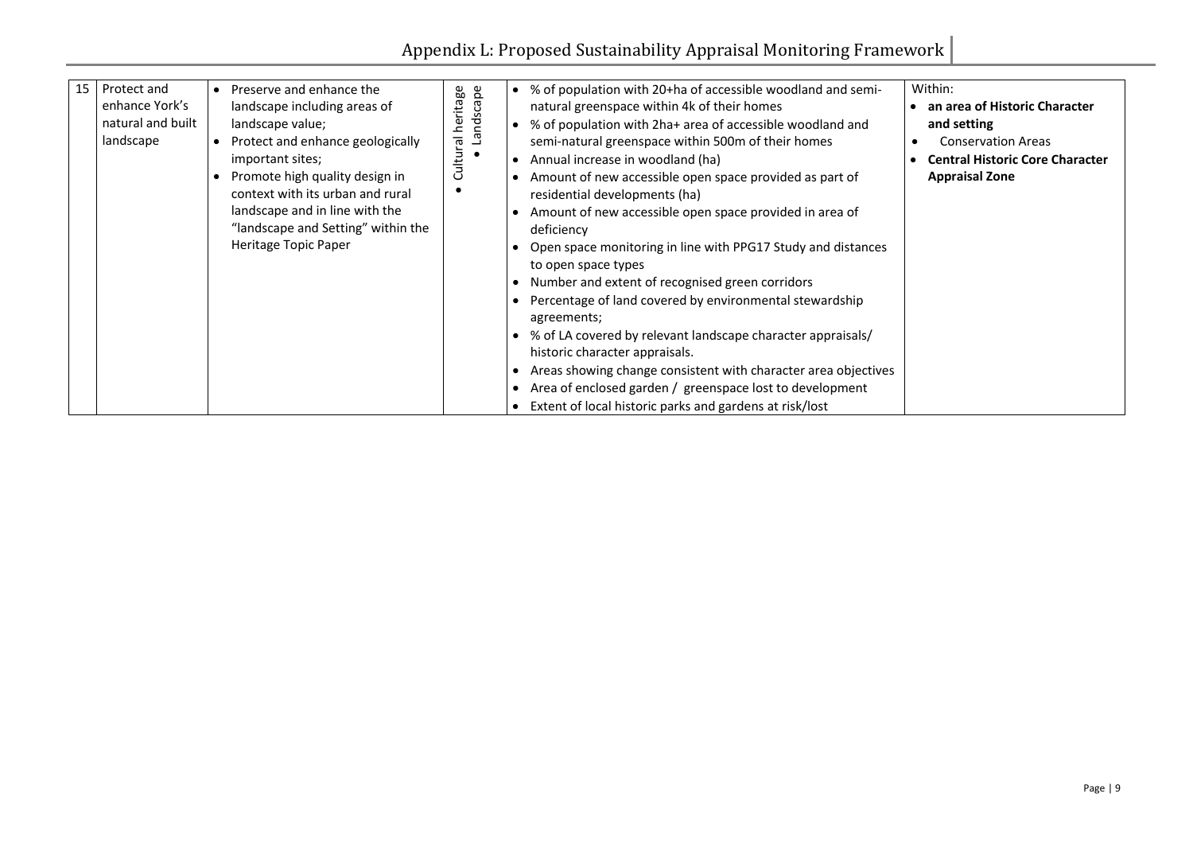| | | | | | |
|---|---|---|---|---|---|
| 15 | Protect and enhance York's natural and built landscape | • Preserve and enhance the landscape including areas of landscape value;<br>• Protect and enhance geologically important sites;<br>• Promote high quality design in context with its urban and rural landscape and in line with the "landscape and Setting" within the Heritage Topic Paper | • Cultural heritage<br>• Landscape | • % of population with 20+ha of accessible woodland and semi-natural greenspace within 4k of their homes<br>• % of population with 2ha+ area of accessible woodland and semi-natural greenspace within 500m of their homes<br>• Annual increase in woodland (ha)<br>• Amount of new accessible open space provided as part of residential developments (ha)<br>• Amount of new accessible open space provided in area of deficiency<br>• Open space monitoring in line with PPG17 Study and distances to open space types<br>• Number and extent of recognised green corridors<br>• Percentage of land covered by environmental stewardship agreements;<br>• % of LA covered by relevant landscape character appraisals/ historic character appraisals.<br>• Areas showing change consistent with character area objectives<br>• Area of enclosed garden / greenspace lost to development<br>• Extent of local historic parks and gardens at risk/lost | Within:<br>• **an area of Historic Character and setting**<br>• Conservation Areas<br>• **Central Historic Core Character Appraisal Zone** |